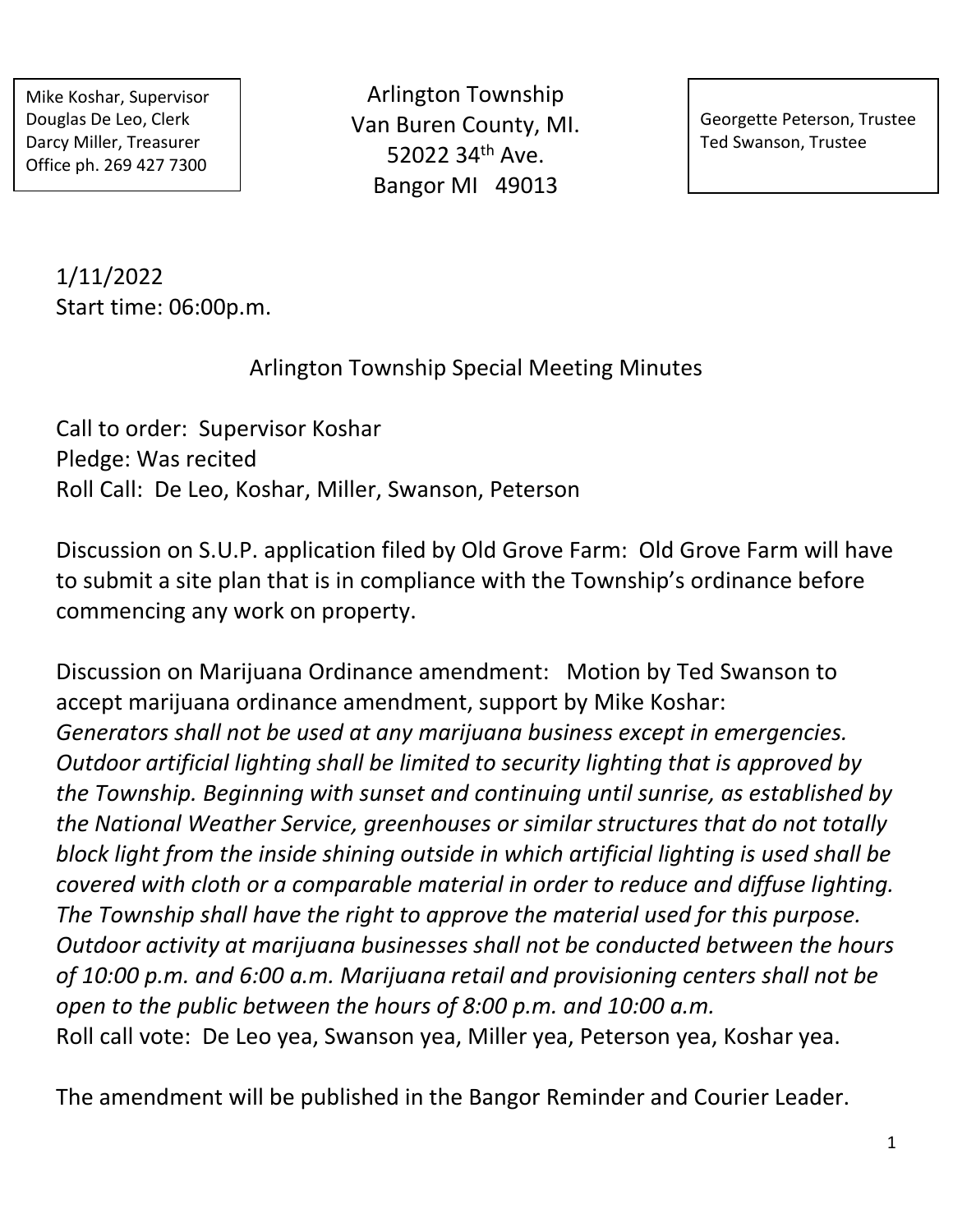Mike Koshar, Supervisor
Douglas De Leo, Clerk
Darcy Miller, Treasurer
Office ph. 269 427 7300

Arlington Township
Van Buren County, MI.
52022 34th Ave.
Bangor MI 49013

Georgette Peterson, Trustee
Ted Swanson, Trustee

1/11/2022
Start time: 06:00p.m.

## Arlington Township Special Meeting Minutes

Call to order: Supervisor Koshar
Pledge: Was recited
Roll Call: De Leo, Koshar, Miller, Swanson, Peterson

Discussion on S.U.P. application filed by Old Grove Farm: Old Grove Farm will have to submit a site plan that is in compliance with the Township's ordinance before commencing any work on property.

Discussion on Marijuana Ordinance amendment: Motion by Ted Swanson to accept marijuana ordinance amendment, support by Mike Koshar:
*Generators shall not be used at any marijuana business except in emergencies. Outdoor artificial lighting shall be limited to security lighting that is approved by the Township. Beginning with sunset and continuing until sunrise, as established by the National Weather Service, greenhouses or similar structures that do not totally block light from the inside shining outside in which artificial lighting is used shall be covered with cloth or a comparable material in order to reduce and diffuse lighting. The Township shall have the right to approve the material used for this purpose. Outdoor activity at marijuana businesses shall not be conducted between the hours of 10:00 p.m. and 6:00 a.m. Marijuana retail and provisioning centers shall not be open to the public between the hours of 8:00 p.m. and 10:00 a.m.*
Roll call vote: De Leo yea, Swanson yea, Miller yea, Peterson yea, Koshar yea.

The amendment will be published in the Bangor Reminder and Courier Leader.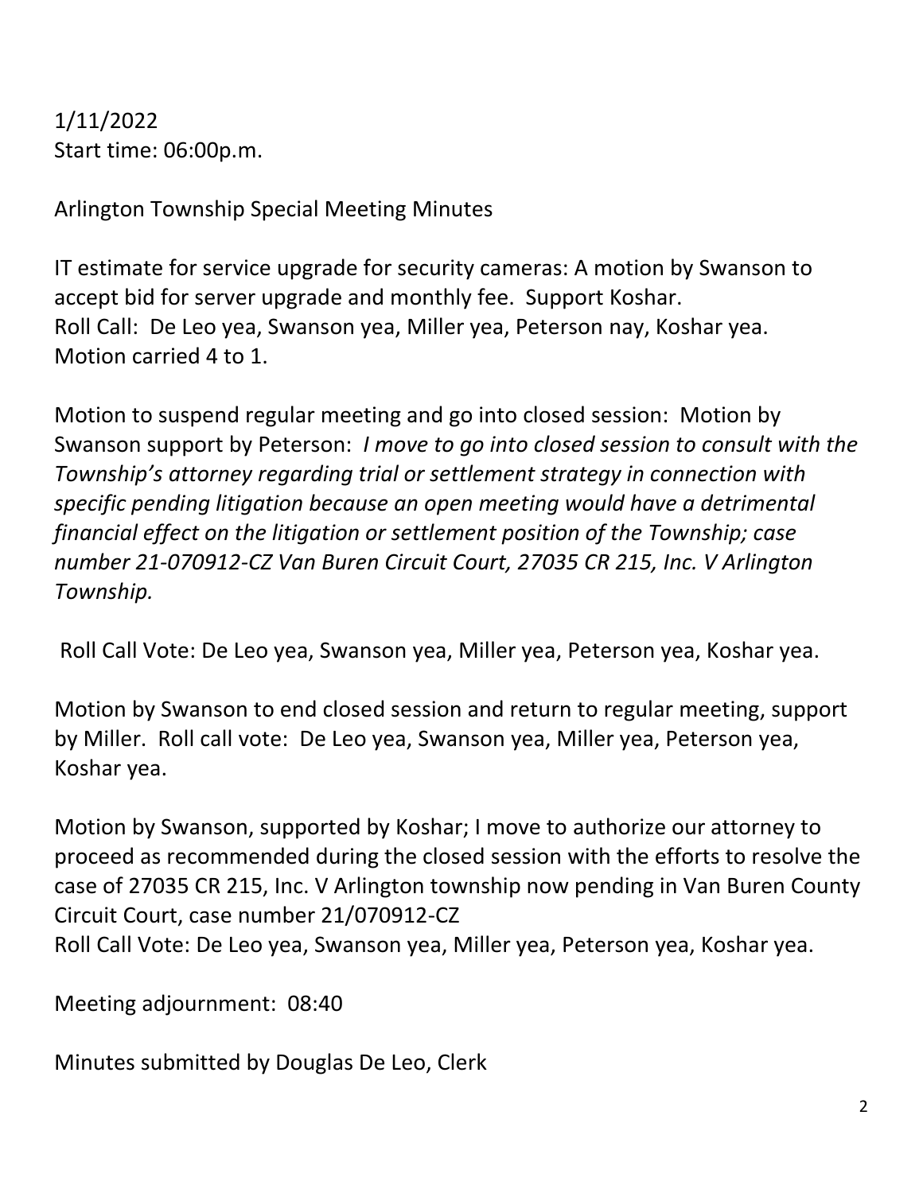1/11/2022
Start time: 06:00p.m.

Arlington Township Special Meeting Minutes

IT estimate for service upgrade for security cameras: A motion by Swanson to accept bid for server upgrade and monthly fee. Support Koshar.
Roll Call: De Leo yea, Swanson yea, Miller yea, Peterson nay, Koshar yea.
Motion carried 4 to 1.

Motion to suspend regular meeting and go into closed session: Motion by Swanson support by Peterson: *I move to go into closed session to consult with the Township's attorney regarding trial or settlement strategy in connection with specific pending litigation because an open meeting would have a detrimental financial effect on the litigation or settlement position of the Township; case number 21-070912-CZ Van Buren Circuit Court, 27035 CR 215, Inc. V Arlington Township.*

Roll Call Vote: De Leo yea, Swanson yea, Miller yea, Peterson yea, Koshar yea.

Motion by Swanson to end closed session and return to regular meeting, support by Miller. Roll call vote: De Leo yea, Swanson yea, Miller yea, Peterson yea, Koshar yea.

Motion by Swanson, supported by Koshar; I move to authorize our attorney to proceed as recommended during the closed session with the efforts to resolve the case of 27035 CR 215, Inc. V Arlington township now pending in Van Buren County Circuit Court, case number 21/070912-CZ
Roll Call Vote: De Leo yea, Swanson yea, Miller yea, Peterson yea, Koshar yea.

Meeting adjournment: 08:40

Minutes submitted by Douglas De Leo, Clerk